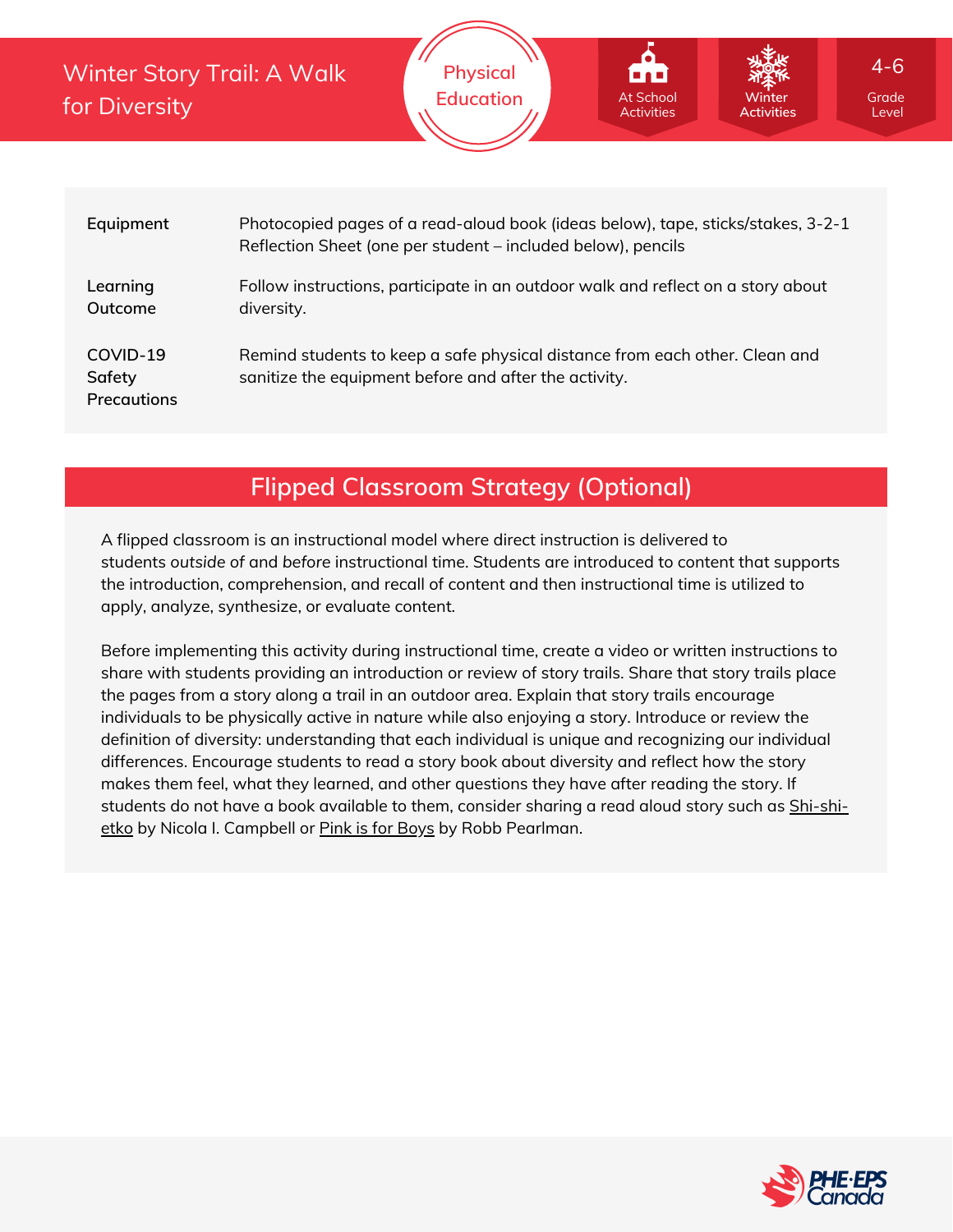# Winter Story Trail: A Walk for Diversity

Physical Education | At School Activities | Winter Activities | 4-6 Grade Level

| | |
|---|---|
| **Equipment** | Photocopied pages of a read-aloud book (ideas below), tape, sticks/stakes, 3-2-1 Reflection Sheet (one per student – included below), pencils |
| **Learning Outcome** | Follow instructions, participate in an outdoor walk and reflect on a story about diversity. |
| **COVID-19 Safety Precautions** | Remind students to keep a safe physical distance from each other. Clean and sanitize the equipment before and after the activity. |

## Flipped Classroom Strategy (Optional)

A flipped classroom is an instructional model where direct instruction is delivered to students *outside* of and *before* instructional time. Students are introduced to content that supports the introduction, comprehension, and recall of content and then instructional time is utilized to apply, analyze, synthesize, or evaluate content.

Before implementing this activity during instructional time, create a video or written instructions to share with students providing an introduction or review of story trails. Share that story trails place the pages from a story along a trail in an outdoor area. Explain that story trails encourage individuals to be physically active in nature while also enjoying a story. Introduce or review the definition of diversity: understanding that each individual is unique and recognizing our individual differences. Encourage students to read a story book about diversity and reflect how the story makes them feel, what they learned, and other questions they have after reading the story. If students do not have a book available to them, consider sharing a read aloud story such as Shi-shi-etko by Nicola I. Campbell or Pink is for Boys by Robb Pearlman.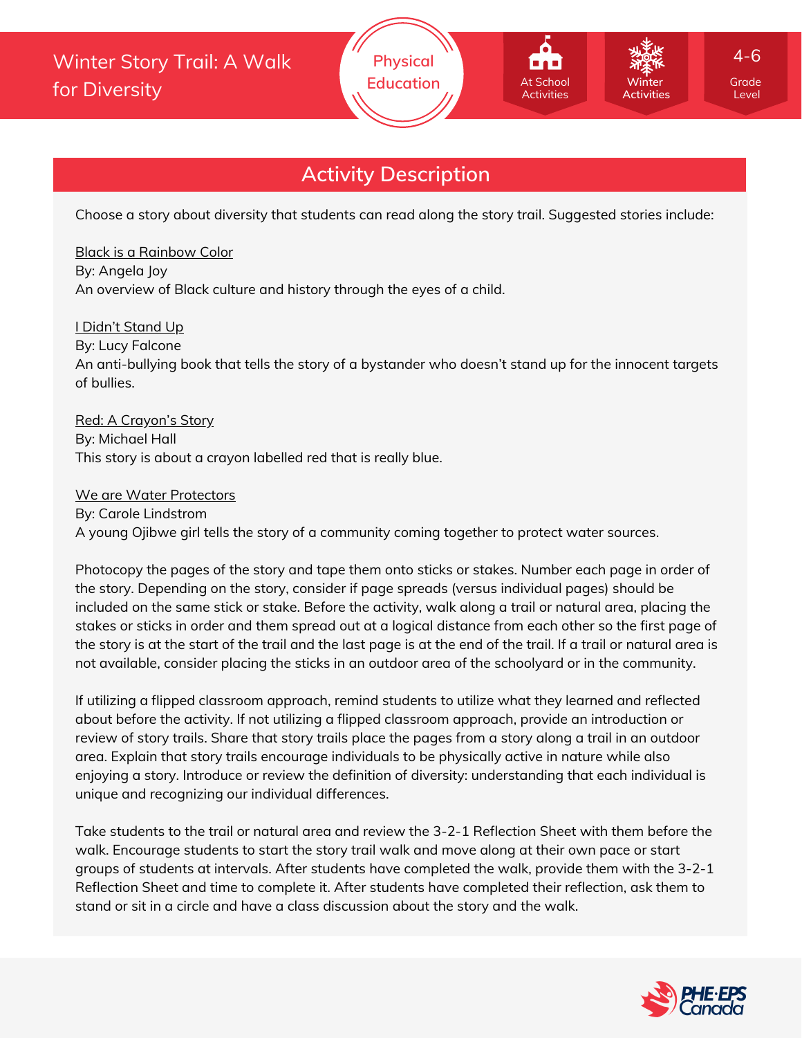## Activity Description

Choose a story about diversity that students can read along the story trail. Suggested stories include:

Black is a Rainbow Color
By: Angela Joy
An overview of Black culture and history through the eyes of a child.

I Didn't Stand Up
By: Lucy Falcone
An anti-bullying book that tells the story of a bystander who doesn't stand up for the innocent targets of bullies.

Red: A Crayon's Story
By: Michael Hall
This story is about a crayon labelled red that is really blue.

We are Water Protectors
By: Carole Lindstrom
A young Ojibwe girl tells the story of a community coming together to protect water sources.

Photocopy the pages of the story and tape them onto sticks or stakes. Number each page in order of the story. Depending on the story, consider if page spreads (versus individual pages) should be included on the same stick or stake. Before the activity, walk along a trail or natural area, placing the stakes or sticks in order and them spread out at a logical distance from each other so the first page of the story is at the start of the trail and the last page is at the end of the trail. If a trail or natural area is not available, consider placing the sticks in an outdoor area of the schoolyard or in the community.

If utilizing a flipped classroom approach, remind students to utilize what they learned and reflected about before the activity. If not utilizing a flipped classroom approach, provide an introduction or review of story trails. Share that story trails place the pages from a story along a trail in an outdoor area. Explain that story trails encourage individuals to be physically active in nature while also enjoying a story. Introduce or review the definition of diversity: understanding that each individual is unique and recognizing our individual differences.

Take students to the trail or natural area and review the 3-2-1 Reflection Sheet with them before the walk. Encourage students to start the story trail walk and move along at their own pace or start groups of students at intervals. After students have completed the walk, provide them with the 3-2-1 Reflection Sheet and time to complete it. After students have completed their reflection, ask them to stand or sit in a circle and have a class discussion about the story and the walk.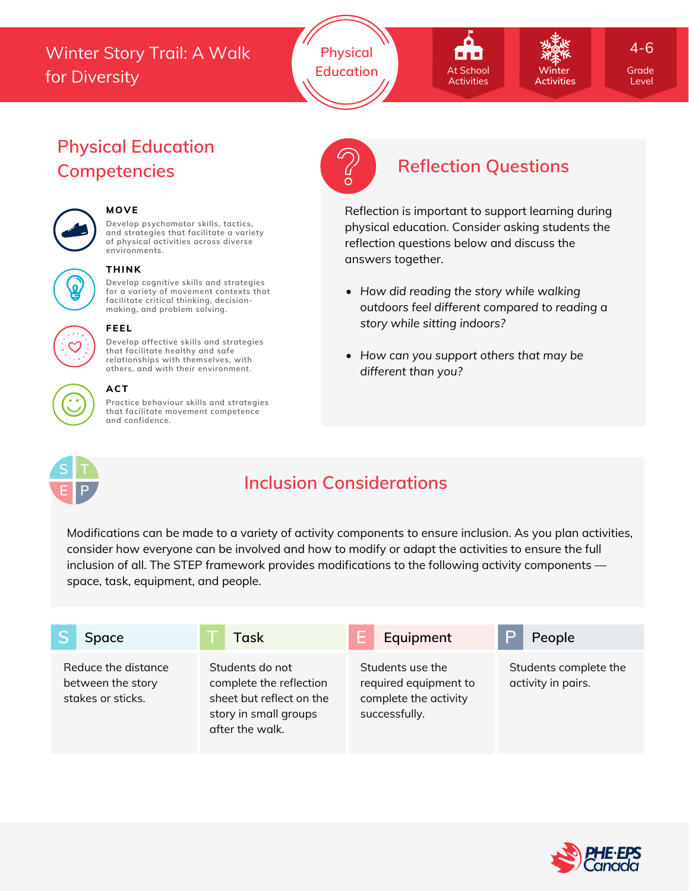# Winter Story Trail: A Walk for Diversity

Physical Education

At School Activities | Winter Activities | 4-6 Grade Level

## Physical Education Competencies

**MOVE**
Develop psychomotor skills, tactics, and strategies that facilitate a variety of physical activities across diverse environments.

**THINK**
Develop cognitive skills and strategies for a variety of movement contexts that facilitate critical thinking, decision-making, and problem solving.

**FEEL**
Develop affective skills and strategies that facilitate healthy and safe relationships with themselves, with others, and with their environment.

**ACT**
Practice behaviour skills and strategies that facilitate movement competence and confidence.

## Reflection Questions

Reflection is important to support learning during physical education. Consider asking students the reflection questions below and discuss the answers together.

- *How did reading the story while walking outdoors feel different compared to reading a story while sitting indoors?*
- *How can you support others that may be different than you?*

## Inclusion Considerations

Modifications can be made to a variety of activity components to ensure inclusion. As you plan activities, consider how everyone can be involved and how to modify or adapt the activities to ensure the full inclusion of all. The STEP framework provides modifications to the following activity components — space, task, equipment, and people.

| S Space | T Task | E Equipment | P People |
|---|---|---|---|
| Reduce the distance between the story stakes or sticks. | Students do not complete the reflection sheet but reflect on the story in small groups after the walk. | Students use the required equipment to complete the activity successfully. | Students complete the activity in pairs. |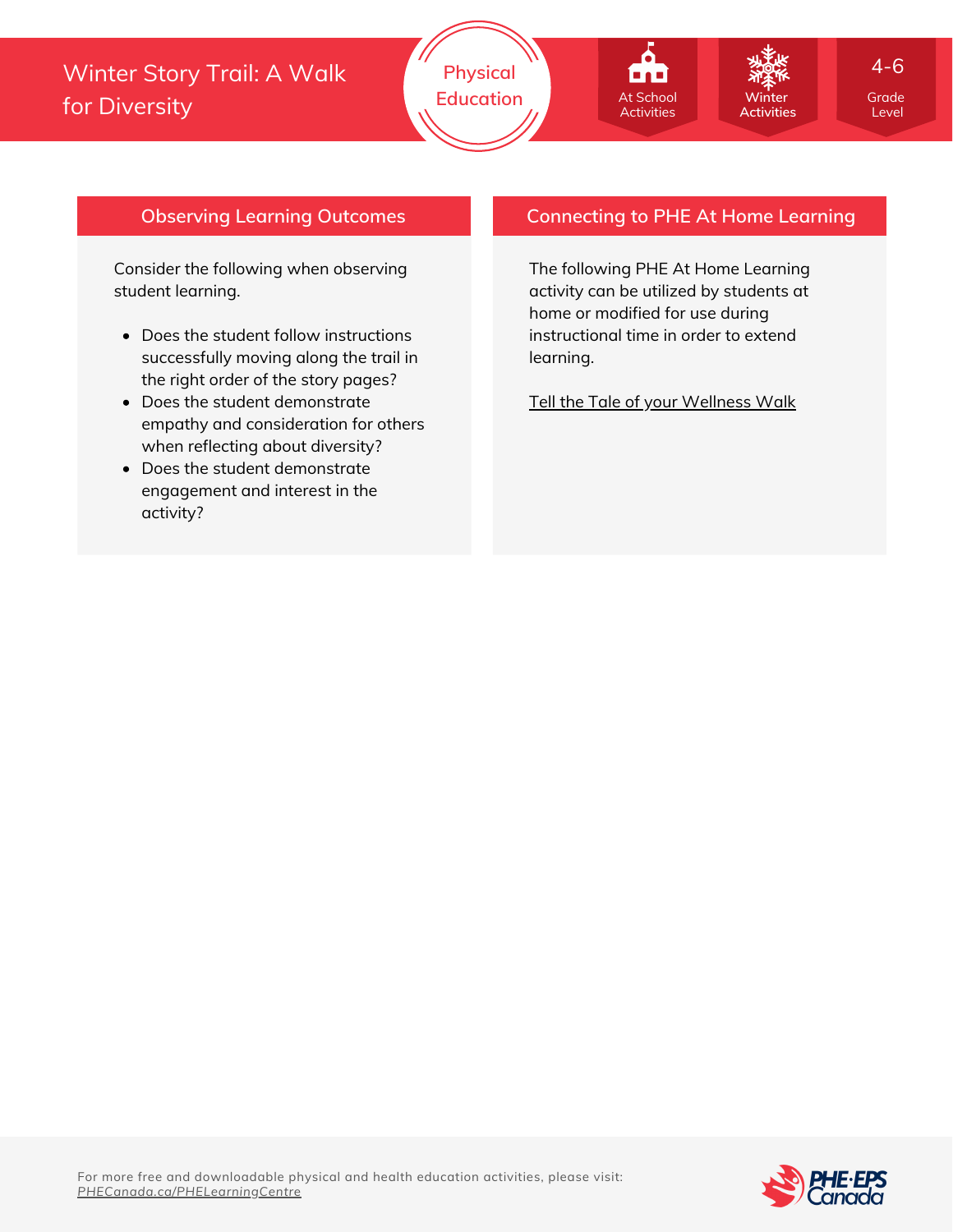## Observing Learning Outcomes

Consider the following when observing student learning.

- Does the student follow instructions successfully moving along the trail in the right order of the story pages?
- Does the student demonstrate empathy and consideration for others when reflecting about diversity?
- Does the student demonstrate engagement and interest in the activity?

## Connecting to PHE At Home Learning

The following PHE At Home Learning activity can be utilized by students at home or modified for use during instructional time in order to extend learning.

Tell the Tale of your Wellness Walk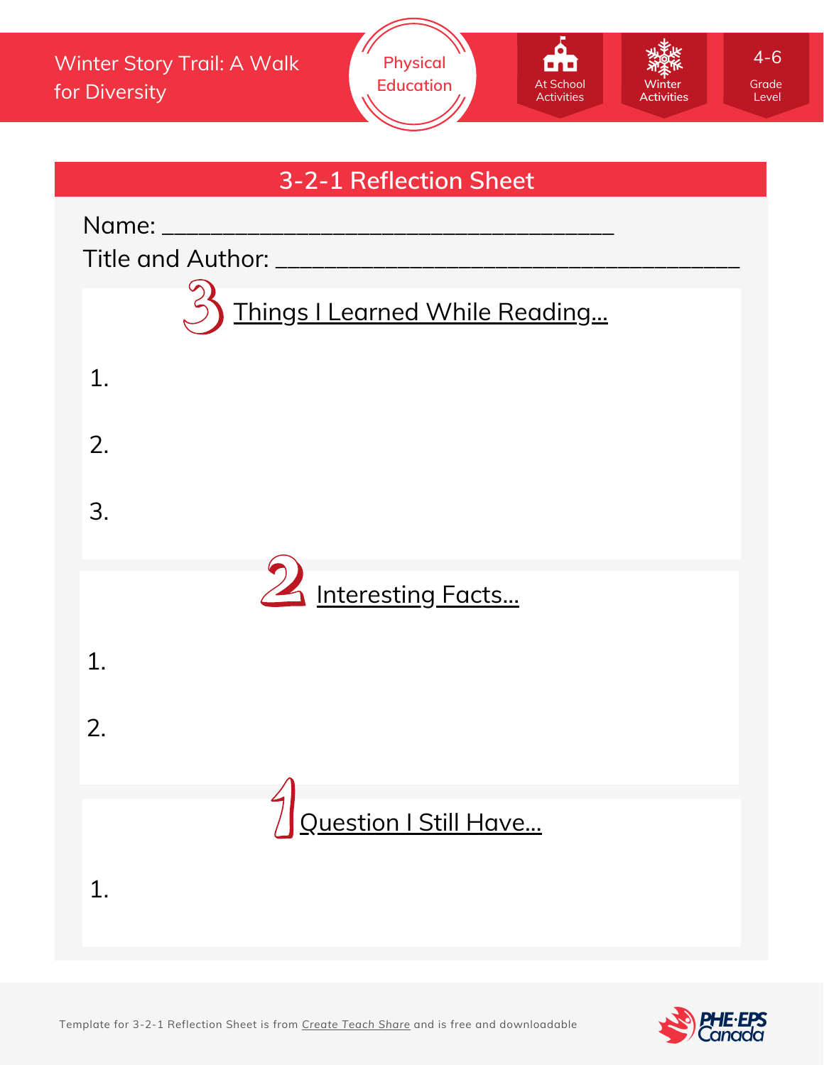## 3-2-1 Reflection Sheet

Name: ___________________________________

Title and Author: ___________________________________

### 3 Things I Learned While Reading...

1.

2.

3.

### 2 Interesting Facts...

1.

2.

### 1 Question I Still Have...

1.

Template for 3-2-1 Reflection Sheet is from Create Teach Share and is free and downloadable